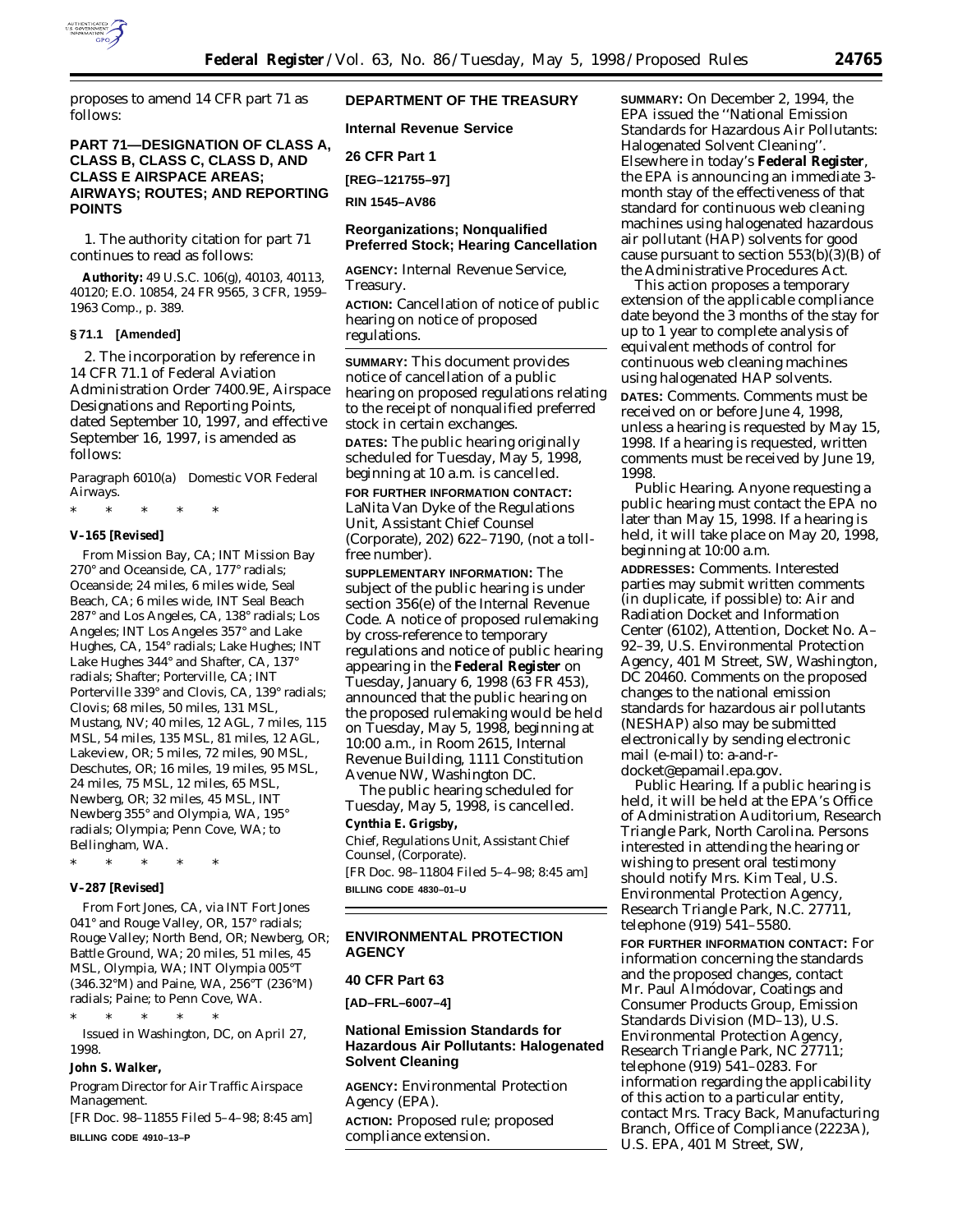proposes to amend 14 CFR part 71 as follows:

## PART 71—DESIGNATION OF CLASS A, CLASS B, CLASS C, CLASS D, AND CLASS E AIRSPACE AREAS; AIRWAYS; ROUTES; AND REPORTING POINTS

1. The authority citation for part 71 continues to read as follows:

**Authority:** 49 U.S.C. 106(g), 40103, 40113, 40120; E.O. 10854, 24 FR 9565, 3 CFR, 1959–1963 Comp., p. 389.

### § 71.1 [Amended]

2. The incorporation by reference in 14 CFR 71.1 of Federal Aviation Administration Order 7400.9E, Airspace Designations and Reporting Points, dated September 10, 1997, and effective September 16, 1997, is amended as follows:

*Paragraph 6010(a) Domestic VOR Federal Airways.*

\* \* \* \* \*

**V–165 [Revised]**

From Mission Bay, CA; INT Mission Bay 270° and Oceanside, CA, 177° radials; Oceanside; 24 miles, 6 miles wide, Seal Beach, CA; 6 miles wide, INT Seal Beach 287° and Los Angeles, CA, 138° radials; Los Angeles; INT Los Angeles 357° and Lake Hughes, CA, 154° radials; Lake Hughes; INT Lake Hughes 344° and Shafter, CA, 137° radials; Shafter; Porterville, CA; INT Porterville 339° and Clovis, CA, 139° radials; Clovis; 68 miles, 50 miles, 131 MSL, Mustang, NV; 40 miles, 12 AGL, 7 miles, 115 MSL, 54 miles, 135 MSL, 81 miles, 12 AGL, Lakeview, OR; 5 miles, 72 miles, 90 MSL, Deschutes, OR; 16 miles, 19 miles, 95 MSL, 24 miles, 75 MSL, 12 miles, 65 MSL, Newberg, OR; 32 miles, 45 MSL, INT Newberg 355° and Olympia, WA, 195° radials; Olympia; Penn Cove, WA; to Bellingham, WA.

\* \* \* \* \*

**V–287 [Revised]**

From Fort Jones, CA, via INT Fort Jones 041° and Rouge Valley, OR, 157° radials; Rouge Valley; North Bend, OR; Newberg, OR; Battle Ground, WA; 20 miles, 51 miles, 45 MSL, Olympia, WA; INT Olympia 005°T (346.32°M) and Paine, WA, 256°T (236°M) radials; Paine; to Penn Cove, WA.

\* \* \* \* \*

Issued in Washington, DC, on April 27, 1998.

**John S. Walker,**

*Program Director for Air Traffic Airspace Management.*

[FR Doc. 98–11855 Filed 5–4–98; 8:45 am]

**BILLING CODE 4910–13–P**

---

## DEPARTMENT OF THE TREASURY

### Internal Revenue Service

### 26 CFR Part 1

**[REG–121755–97]**

**RIN 1545–AV86**

### Reorganizations; Nonqualified Preferred Stock; Hearing Cancellation

**AGENCY:** Internal Revenue Service, Treasury.

**ACTION:** Cancellation of notice of public hearing on notice of proposed regulations.

**SUMMARY:** This document provides notice of cancellation of a public hearing on proposed regulations relating to the receipt of nonqualified preferred stock in certain exchanges.

**DATES:** The public hearing originally scheduled for Tuesday, May 5, 1998, beginning at 10 a.m. is cancelled.

**FOR FURTHER INFORMATION CONTACT:** LaNita Van Dyke of the Regulations Unit, Assistant Chief Counsel (Corporate), 202) 622–7190, (not a toll-free number).

**SUPPLEMENTARY INFORMATION:** The subject of the public hearing is under section 356(e) of the Internal Revenue Code. A notice of proposed rulemaking by cross-reference to temporary regulations and notice of public hearing appearing in the **Federal Register** on Tuesday, January 6, 1998 (63 FR 453), announced that the public hearing on the proposed rulemaking would be held on Tuesday, May 5, 1998, beginning at 10:00 a.m., in Room 2615, Internal Revenue Building, 1111 Constitution Avenue NW, Washington DC.

The public hearing scheduled for Tuesday, May 5, 1998, is cancelled.

**Cynthia E. Grigsby,**

*Chief, Regulations Unit, Assistant Chief Counsel, (Corporate).*

[FR Doc. 98–11804 Filed 5–4–98; 8:45 am]

**BILLING CODE 4830–01–U**

---

## ENVIRONMENTAL PROTECTION AGENCY

### 40 CFR Part 63

**[AD–FRL–6007–4]**

### National Emission Standards for Hazardous Air Pollutants: Halogenated Solvent Cleaning

**AGENCY:** Environmental Protection Agency (EPA).

**ACTION:** Proposed rule; proposed compliance extension.

**SUMMARY:** On December 2, 1994, the EPA issued the ''National Emission Standards for Hazardous Air Pollutants: Halogenated Solvent Cleaning''. Elsewhere in today's **Federal Register**, the EPA is announcing an immediate 3-month stay of the effectiveness of that standard for continuous web cleaning machines using halogenated hazardous air pollutant (HAP) solvents for good cause pursuant to section 553(b)(3)(B) of the Administrative Procedures Act.

This action proposes a temporary extension of the applicable compliance date beyond the 3 months of the stay for up to 1 year to complete analysis of equivalent methods of control for continuous web cleaning machines using halogenated HAP solvents.

**DATES:** Comments. Comments must be received on or before June 4, 1998, unless a hearing is requested by May 15, 1998. If a hearing is requested, written comments must be received by June 19, 1998.

*Public Hearing.* Anyone requesting a public hearing must contact the EPA no later than May 15, 1998. If a hearing is held, it will take place on May 20, 1998, beginning at 10:00 a.m.

**ADDRESSES:** *Comments.* Interested parties may submit written comments (in duplicate, if possible) to: Air and Radiation Docket and Information Center (6102), Attention, Docket No. A–92–39, U.S. Environmental Protection Agency, 401 M Street, SW, Washington, DC 20460. Comments on the proposed changes to the national emission standards for hazardous air pollutants (NESHAP) also may be submitted electronically by sending electronic mail (e-mail) to: a-and-r-docket@epamail.epa.gov.

*Public Hearing.* If a public hearing is held, it will be held at the EPA's Office of Administration Auditorium, Research Triangle Park, North Carolina. Persons interested in attending the hearing or wishing to present oral testimony should notify Mrs. Kim Teal, U.S. Environmental Protection Agency, Research Triangle Park, N.C. 27711, telephone (919) 541–5580.

**FOR FURTHER INFORMATION CONTACT:** For information concerning the standards and the proposed changes, contact Mr. Paul Almódovar, Coatings and Consumer Products Group, Emission Standards Division (MD–13), U.S. Environmental Protection Agency, Research Triangle Park, NC 27711; telephone (919) 541–0283. For information regarding the applicability of this action to a particular entity, contact Mrs. Tracy Back, Manufacturing Branch, Office of Compliance (2223A), U.S. EPA, 401 M Street, SW,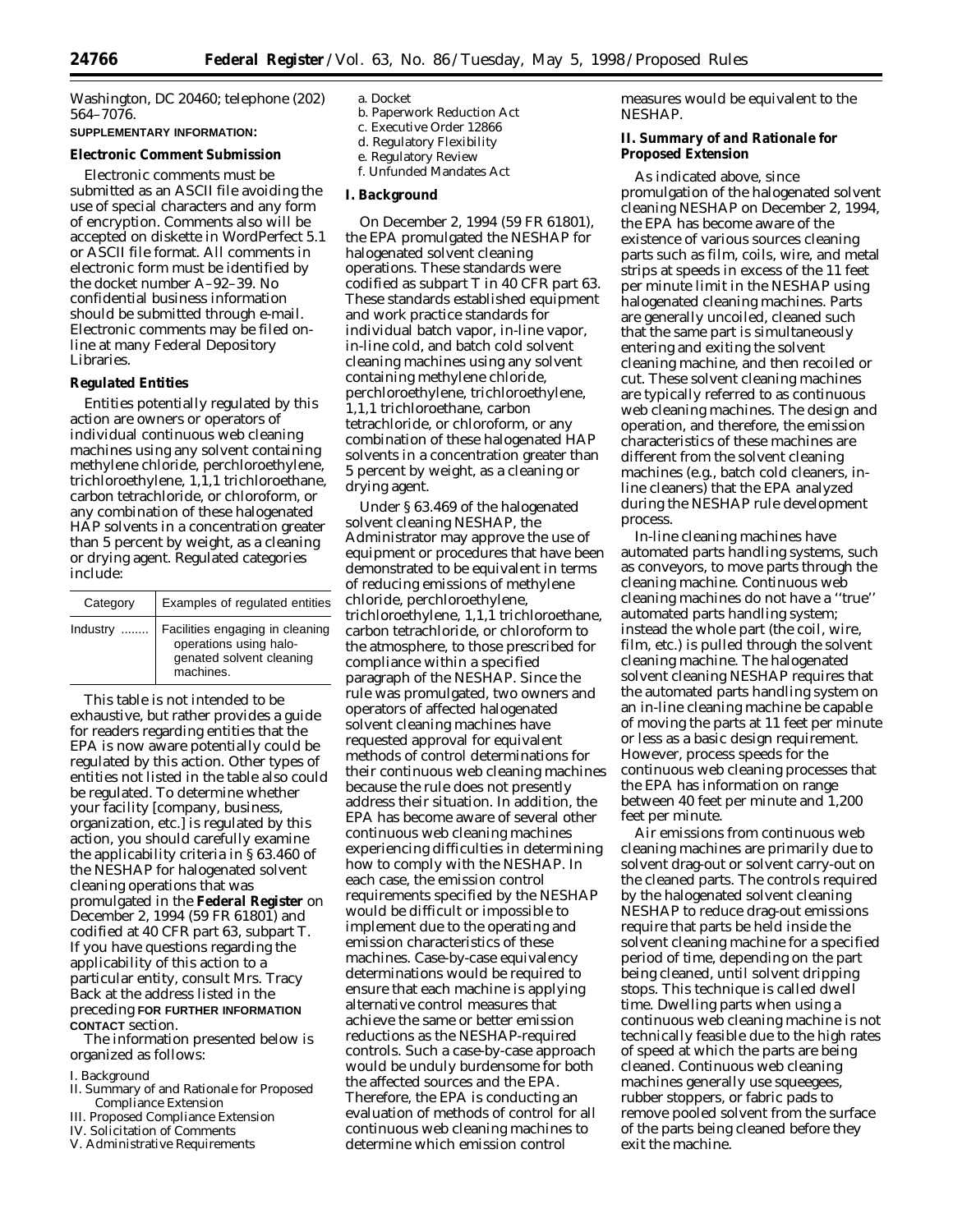Washington, DC 20460; telephone (202) 564–7076.

**SUPPLEMENTARY INFORMATION:**

**Electronic Comment Submission**

Electronic comments must be submitted as an ASCII file avoiding the use of special characters and any form of encryption. Comments also will be accepted on diskette in WordPerfect 5.1 or ASCII file format. All comments in electronic form must be identified by the docket number A–92–39. No confidential business information should be submitted through e-mail. Electronic comments may be filed on-line at many Federal Depository Libraries.

**Regulated Entities**

Entities potentially regulated by this action are owners or operators of individual continuous web cleaning machines using any solvent containing methylene chloride, perchloroethylene, trichloroethylene, 1,1,1 trichloroethane, carbon tetrachloride, or chloroform, or any combination of these halogenated HAP solvents in a concentration greater than 5 percent by weight, as a cleaning or drying agent. Regulated categories include:

| Category | Examples of regulated entities |
| --- | --- |
| Industry ........ | Facilities engaging in cleaning operations using halogenated solvent cleaning machines. |

This table is not intended to be exhaustive, but rather provides a guide for readers regarding entities that the EPA is now aware potentially could be regulated by this action. Other types of entities not listed in the table also could be regulated. To determine whether your facility [company, business, organization, etc.] is regulated by this action, you should carefully examine the applicability criteria in § 63.460 of the NESHAP for halogenated solvent cleaning operations that was promulgated in the **Federal Register** on December 2, 1994 (59 FR 61801) and codified at 40 CFR part 63, subpart T. If you have questions regarding the applicability of this action to a particular entity, consult Mrs. Tracy Back at the address listed in the preceding **FOR FURTHER INFORMATION CONTACT** section.

The information presented below is organized as follows:

I. Background
II. Summary of and Rationale for Proposed Compliance Extension
III. Proposed Compliance Extension
IV. Solicitation of Comments
V. Administrative Requirements
a. Docket
b. Paperwork Reduction Act
c. Executive Order 12866
d. Regulatory Flexibility
e. Regulatory Review
f. Unfunded Mandates Act

## I. Background

On December 2, 1994 (59 FR 61801), the EPA promulgated the NESHAP for halogenated solvent cleaning operations. These standards were codified as subpart T in 40 CFR part 63. These standards established equipment and work practice standards for individual batch vapor, in-line vapor, in-line cold, and batch cold solvent cleaning machines using any solvent containing methylene chloride, perchloroethylene, trichloroethylene, 1,1,1 trichloroethane, carbon tetrachloride, or chloroform, or any combination of these halogenated HAP solvents in a concentration greater than 5 percent by weight, as a cleaning or drying agent.

Under § 63.469 of the halogenated solvent cleaning NESHAP, the Administrator may approve the use of equipment or procedures that have been demonstrated to be equivalent in terms of reducing emissions of methylene chloride, perchloroethylene, trichloroethylene, 1,1,1 trichloroethane, carbon tetrachloride, or chloroform to the atmosphere, to those prescribed for compliance within a specified paragraph of the NESHAP. Since the rule was promulgated, two owners and operators of affected halogenated solvent cleaning machines have requested approval for equivalent methods of control determinations for their continuous web cleaning machines because the rule does not presently address their situation. In addition, the EPA has become aware of several other continuous web cleaning machines experiencing difficulties in determining how to comply with the NESHAP. In each case, the emission control requirements specified by the NESHAP would be difficult or impossible to implement due to the operating and emission characteristics of these machines. Case-by-case equivalency determinations would be required to ensure that each machine is applying alternative control measures that achieve the same or better emission reductions as the NESHAP-required controls. Such a case-by-case approach would be unduly burdensome for both the affected sources and the EPA. Therefore, the EPA is conducting an evaluation of methods of control for all continuous web cleaning machines to determine which emission control measures would be equivalent to the NESHAP.

## II. Summary of and Rationale for Proposed Extension

As indicated above, since promulgation of the halogenated solvent cleaning NESHAP on December 2, 1994, the EPA has become aware of the existence of various sources cleaning parts such as film, coils, wire, and metal strips at speeds in excess of the 11 feet per minute limit in the NESHAP using halogenated cleaning machines. Parts are generally uncoiled, cleaned such that the same part is simultaneously entering and exiting the solvent cleaning machine, and then recoiled or cut. These solvent cleaning machines are typically referred to as continuous web cleaning machines. The design and operation, and therefore, the emission characteristics of these machines are different from the solvent cleaning machines (e.g., batch cold cleaners, in-line cleaners) that the EPA analyzed during the NESHAP rule development process.

In-line cleaning machines have automated parts handling systems, such as conveyors, to move parts through the cleaning machine. Continuous web cleaning machines do not have a ''true'' automated parts handling system; instead the whole part (the coil, wire, film, etc.) is pulled through the solvent cleaning machine. The halogenated solvent cleaning NESHAP requires that the automated parts handling system on an in-line cleaning machine be capable of moving the parts at 11 feet per minute or less as a basic design requirement. However, process speeds for the continuous web cleaning processes that the EPA has information on range between 40 feet per minute and 1,200 feet per minute.

Air emissions from continuous web cleaning machines are primarily due to solvent drag-out or solvent carry-out on the cleaned parts. The controls required by the halogenated solvent cleaning NESHAP to reduce drag-out emissions require that parts be held inside the solvent cleaning machine for a specified period of time, depending on the part being cleaned, until solvent dripping stops. This technique is called dwell time. Dwelling parts when using a continuous web cleaning machine is not technically feasible due to the high rates of speed at which the parts are being cleaned. Continuous web cleaning machines generally use squeegees, rubber stoppers, or fabric pads to remove pooled solvent from the surface of the parts being cleaned before they exit the machine.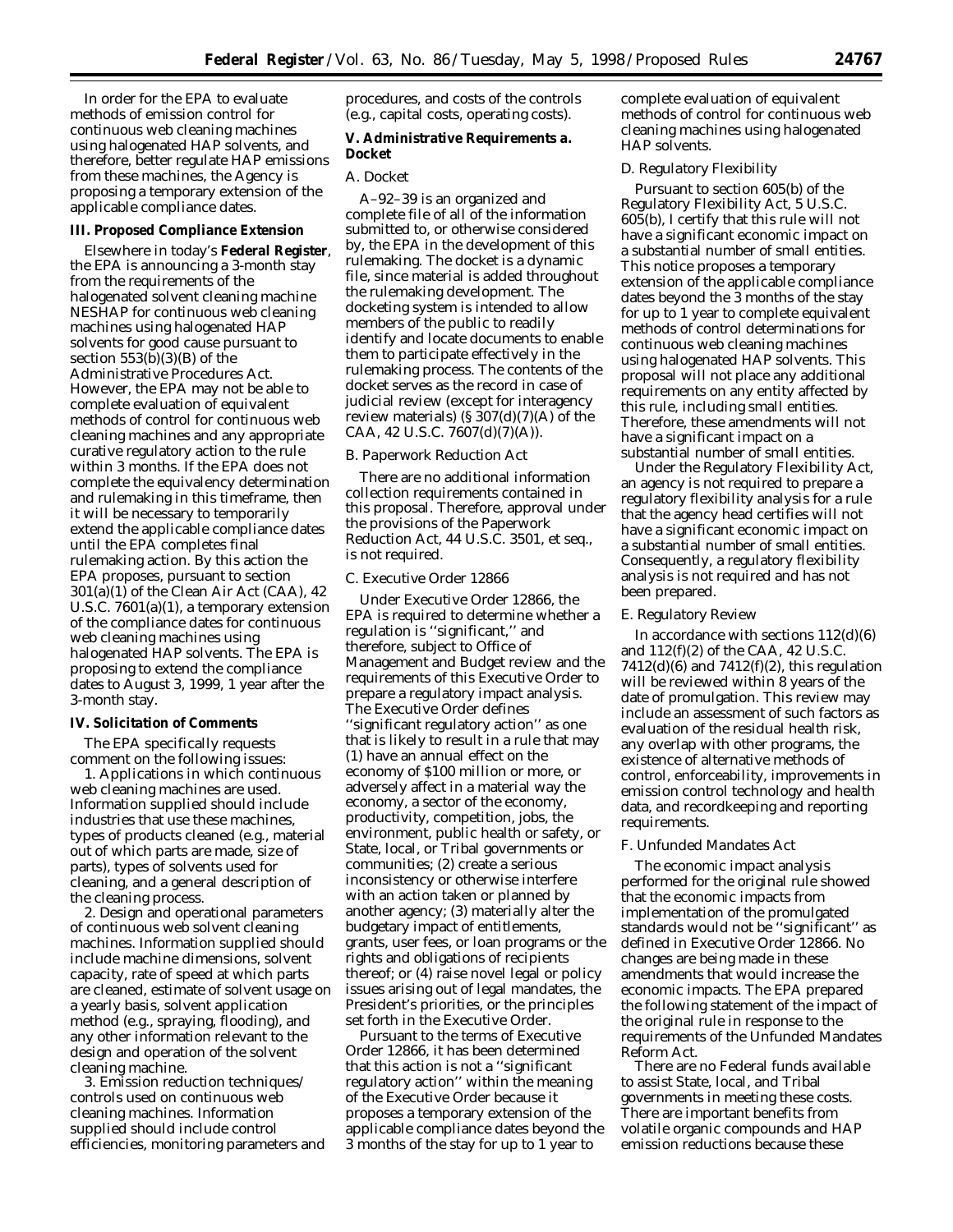In order for the EPA to evaluate methods of emission control for continuous web cleaning machines using halogenated HAP solvents, and therefore, better regulate HAP emissions from these machines, the Agency is proposing a temporary extension of the applicable compliance dates.

## III. Proposed Compliance Extension

Elsewhere in today's **Federal Register**, the EPA is announcing a 3-month stay from the requirements of the halogenated solvent cleaning machine NESHAP for continuous web cleaning machines using halogenated HAP solvents for good cause pursuant to section 553(b)(3)(B) of the Administrative Procedures Act. However, the EPA may not be able to complete evaluation of equivalent methods of control for continuous web cleaning machines and any appropriate curative regulatory action to the rule within 3 months. If the EPA does not complete the equivalency determination and rulemaking in this timeframe, then it will be necessary to temporarily extend the applicable compliance dates until the EPA completes final rulemaking action. By this action the EPA proposes, pursuant to section 301(a)(1) of the Clean Air Act (CAA), 42 U.S.C. 7601(a)(1), a temporary extension of the compliance dates for continuous web cleaning machines using halogenated HAP solvents. The EPA is proposing to extend the compliance dates to August 3, 1999, 1 year after the 3-month stay.

## IV. Solicitation of Comments

The EPA specifically requests comment on the following issues:

1. Applications in which continuous web cleaning machines are used. Information supplied should include industries that use these machines, types of products cleaned (e.g., material out of which parts are made, size of parts), types of solvents used for cleaning, and a general description of the cleaning process.

2. Design and operational parameters of continuous web solvent cleaning machines. Information supplied should include machine dimensions, solvent capacity, rate of speed at which parts are cleaned, estimate of solvent usage on a yearly basis, solvent application method (e.g., spraying, flooding), and any other information relevant to the design and operation of the solvent cleaning machine.

3. Emission reduction techniques/controls used on continuous web cleaning machines. Information supplied should include control efficiencies, monitoring parameters and procedures, and costs of the controls (e.g., capital costs, operating costs).

## V. Administrative Requirements a. Docket

### A. Docket

A–92–39 is an organized and complete file of all of the information submitted to, or otherwise considered by, the EPA in the development of this rulemaking. The docket is a dynamic file, since material is added throughout the rulemaking development. The docketing system is intended to allow members of the public to readily identify and locate documents to enable them to participate effectively in the rulemaking process. The contents of the docket serves as the record in case of judicial review (except for interagency review materials) (§ 307(d)(7)(A) of the CAA, 42 U.S.C. 7607(d)(7)(A)).

### B. Paperwork Reduction Act

There are no additional information collection requirements contained in this proposal. Therefore, approval under the provisions of the Paperwork Reduction Act, 44 U.S.C. 3501, et seq., is not required.

### C. Executive Order 12866

Under Executive Order 12866, the EPA is required to determine whether a regulation is ''significant,'' and therefore, subject to Office of Management and Budget review and the requirements of this Executive Order to prepare a regulatory impact analysis. The Executive Order defines ''significant regulatory action'' as one that is likely to result in a rule that may (1) have an annual effect on the economy of $100 million or more, or adversely affect in a material way the economy, a sector of the economy, productivity, competition, jobs, the environment, public health or safety, or State, local, or Tribal governments or communities; (2) create a serious inconsistency or otherwise interfere with an action taken or planned by another agency; (3) materially alter the budgetary impact of entitlements, grants, user fees, or loan programs or the rights and obligations of recipients thereof; or (4) raise novel legal or policy issues arising out of legal mandates, the President's priorities, or the principles set forth in the Executive Order.

Pursuant to the terms of Executive Order 12866, it has been determined that this action is not a ''significant regulatory action'' within the meaning of the Executive Order because it proposes a temporary extension of the applicable compliance dates beyond the 3 months of the stay for up to 1 year to complete evaluation of equivalent methods of control for continuous web cleaning machines using halogenated HAP solvents.

### D. Regulatory Flexibility

Pursuant to section 605(b) of the Regulatory Flexibility Act, 5 U.S.C. 605(b), I certify that this rule will not have a significant economic impact on a substantial number of small entities. This notice proposes a temporary extension of the applicable compliance dates beyond the 3 months of the stay for up to 1 year to complete equivalent methods of control determinations for continuous web cleaning machines using halogenated HAP solvents. This proposal will not place any additional requirements on any entity affected by this rule, including small entities. Therefore, these amendments will not have a significant impact on a substantial number of small entities.

Under the Regulatory Flexibility Act, an agency is not required to prepare a regulatory flexibility analysis for a rule that the agency head certifies will not have a significant economic impact on a substantial number of small entities. Consequently, a regulatory flexibility analysis is not required and has not been prepared.

### E. Regulatory Review

In accordance with sections 112(d)(6) and 112(f)(2) of the CAA, 42 U.S.C. 7412(d)(6) and 7412(f)(2), this regulation will be reviewed within 8 years of the date of promulgation. This review may include an assessment of such factors as evaluation of the residual health risk, any overlap with other programs, the existence of alternative methods of control, enforceability, improvements in emission control technology and health data, and recordkeeping and reporting requirements.

### F. Unfunded Mandates Act

The economic impact analysis performed for the original rule showed that the economic impacts from implementation of the promulgated standards would not be ''significant'' as defined in Executive Order 12866. No changes are being made in these amendments that would increase the economic impacts. The EPA prepared the following statement of the impact of the original rule in response to the requirements of the Unfunded Mandates Reform Act.

There are no Federal funds available to assist State, local, and Tribal governments in meeting these costs. There are important benefits from volatile organic compounds and HAP emission reductions because these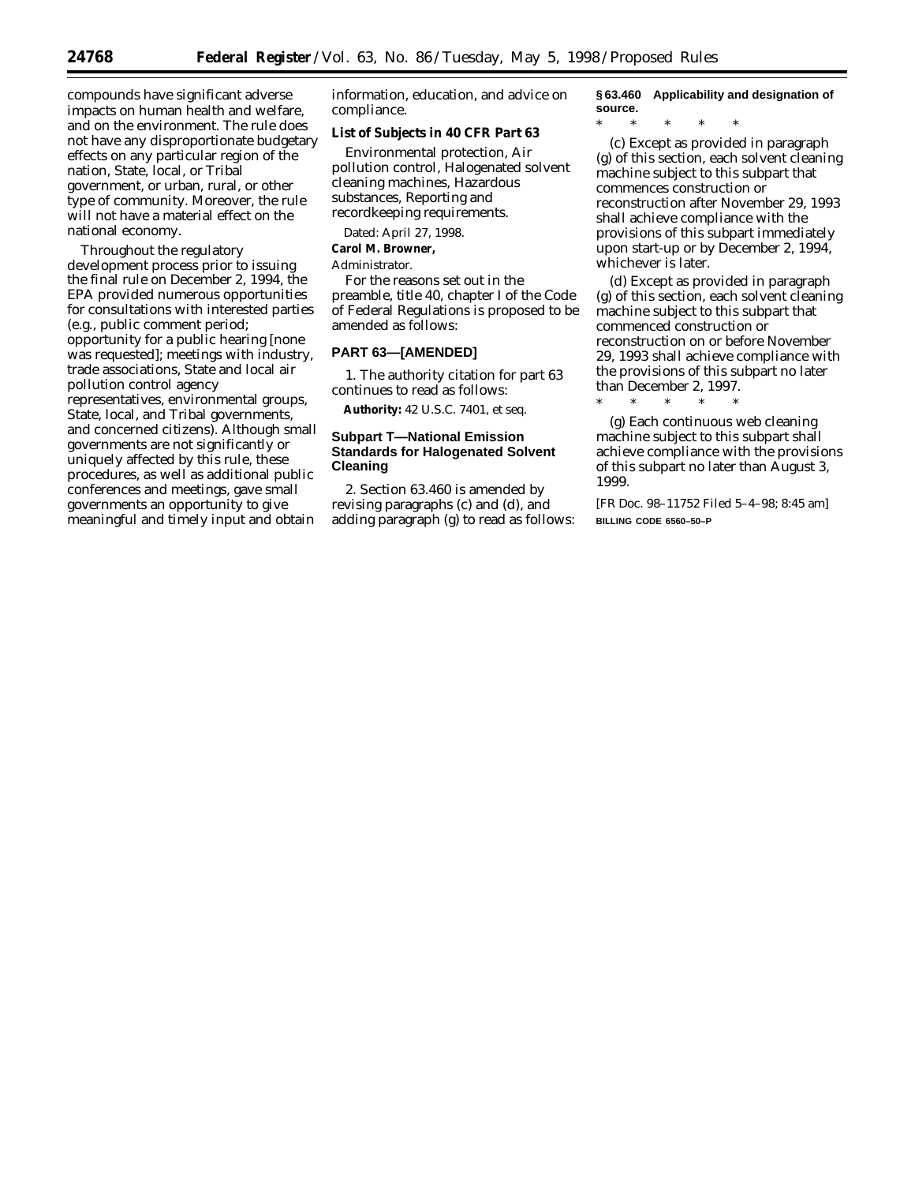compounds have significant adverse impacts on human health and welfare, and on the environment. The rule does not have any disproportionate budgetary effects on any particular region of the nation, State, local, or Tribal government, or urban, rural, or other type of community. Moreover, the rule will not have a material effect on the national economy.

Throughout the regulatory development process prior to issuing the final rule on December 2, 1994, the EPA provided numerous opportunities for consultations with interested parties (e.g., public comment period; opportunity for a public hearing [none was requested]; meetings with industry, trade associations, State and local air pollution control agency representatives, environmental groups, State, local, and Tribal governments, and concerned citizens). Although small governments are not significantly or uniquely affected by this rule, these procedures, as well as additional public conferences and meetings, gave small governments an opportunity to give meaningful and timely input and obtain information, education, and advice on compliance.

**List of Subjects in 40 CFR Part 63**

Environmental protection, Air pollution control, Halogenated solvent cleaning machines, Hazardous substances, Reporting and recordkeeping requirements.

Dated: April 27, 1998.

**Carol M. Browner,**

*Administrator.*

For the reasons set out in the preamble, title 40, chapter I of the Code of Federal Regulations is proposed to be amended as follows:

## PART 63—[AMENDED]

1. The authority citation for part 63 continues to read as follows:

**Authority:** 42 U.S.C. 7401, *et seq.*

## Subpart T—National Emission Standards for Halogenated Solvent Cleaning

2. Section 63.460 is amended by revising paragraphs (c) and (d), and adding paragraph (g) to read as follows:

**§ 63.460 Applicability and designation of source.**

\* \* \* \* \*

(c) Except as provided in paragraph (g) of this section, each solvent cleaning machine subject to this subpart that commences construction or reconstruction after November 29, 1993 shall achieve compliance with the provisions of this subpart immediately upon start-up or by December 2, 1994, whichever is later.

(d) Except as provided in paragraph (g) of this section, each solvent cleaning machine subject to this subpart that commenced construction or reconstruction on or before November 29, 1993 shall achieve compliance with the provisions of this subpart no later than December 2, 1997.

\* \* \* \* \*

(g) Each continuous web cleaning machine subject to this subpart shall achieve compliance with the provisions of this subpart no later than August 3, 1999.

[FR Doc. 98–11752 Filed 5–4–98; 8:45 am]

BILLING CODE 6560–50–P